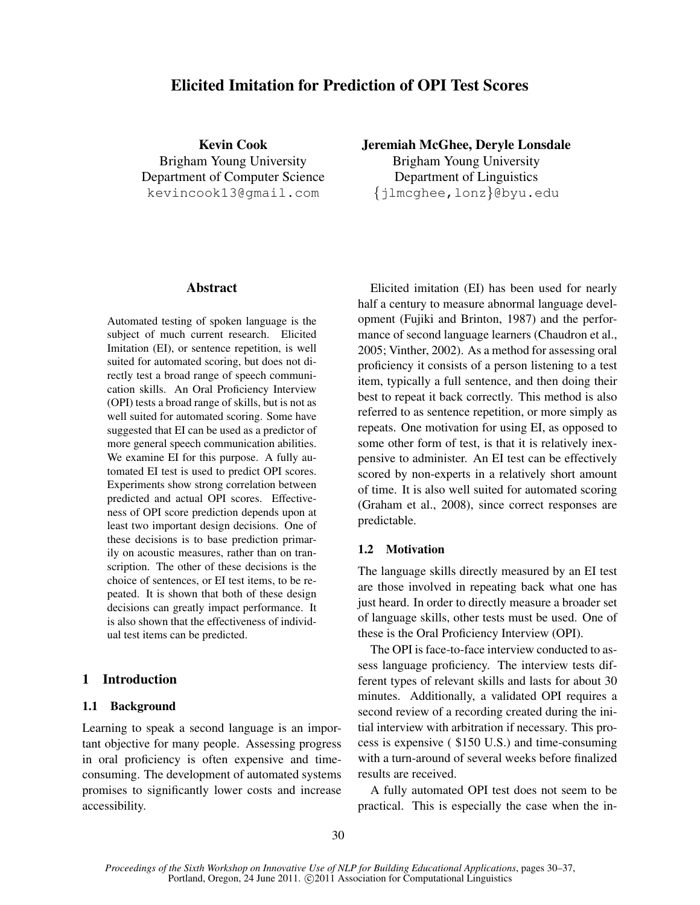# Elicited Imitation for Prediction of OPI Test Scores

**Kevin Cook**
Brigham Young University
Department of Computer Science
kevincook13@gmail.com

**Jeremiah McGhee, Deryle Lonsdale**
Brigham Young University
Department of Linguistics
{jlmcghee,lonz}@byu.edu

## Abstract

Automated testing of spoken language is the subject of much current research. Elicited Imitation (EI), or sentence repetition, is well suited for automated scoring, but does not directly test a broad range of speech communication skills. An Oral Proficiency Interview (OPI) tests a broad range of skills, but is not as well suited for automated scoring. Some have suggested that EI can be used as a predictor of more general speech communication abilities. We examine EI for this purpose. A fully automated EI test is used to predict OPI scores. Experiments show strong correlation between predicted and actual OPI scores. Effectiveness of OPI score prediction depends upon at least two important design decisions. One of these decisions is to base prediction primarily on acoustic measures, rather than on transcription. The other of these decisions is the choice of sentences, or EI test items, to be repeated. It is shown that both of these design decisions can greatly impact performance. It is also shown that the effectiveness of individual test items can be predicted.

## 1 Introduction

### 1.1 Background

Learning to speak a second language is an important objective for many people. Assessing progress in oral proficiency is often expensive and time-consuming. The development of automated systems promises to significantly lower costs and increase accessibility.

Elicited imitation (EI) has been used for nearly half a century to measure abnormal language development (Fujiki and Brinton, 1987) and the performance of second language learners (Chaudron et al., 2005; Vinther, 2002). As a method for assessing oral proficiency it consists of a person listening to a test item, typically a full sentence, and then doing their best to repeat it back correctly. This method is also referred to as sentence repetition, or more simply as repeats. One motivation for using EI, as opposed to some other form of test, is that it is relatively inexpensive to administer. An EI test can be effectively scored by non-experts in a relatively short amount of time. It is also well suited for automated scoring (Graham et al., 2008), since correct responses are predictable.

### 1.2 Motivation

The language skills directly measured by an EI test are those involved in repeating back what one has just heard. In order to directly measure a broader set of language skills, other tests must be used. One of these is the Oral Proficiency Interview (OPI).

The OPI is face-to-face interview conducted to assess language proficiency. The interview tests different types of relevant skills and lasts for about 30 minutes. Additionally, a validated OPI requires a second review of a recording created during the initial interview with arbitration if necessary. This process is expensive ( $150 U.S.) and time-consuming with a turn-around of several weeks before finalized results are received.

A fully automated OPI test does not seem to be practical. This is especially the case when the in-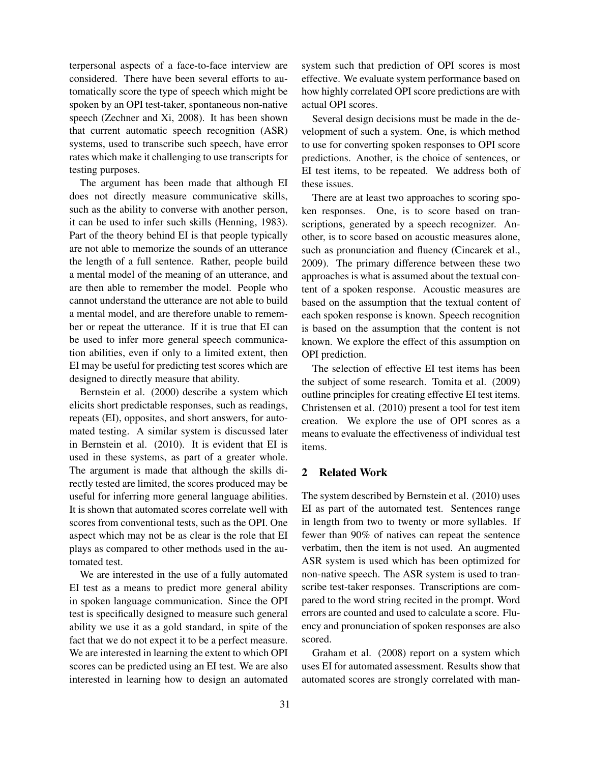terpersonal aspects of a face-to-face interview are considered. There have been several efforts to automatically score the type of speech which might be spoken by an OPI test-taker, spontaneous non-native speech (Zechner and Xi, 2008). It has been shown that current automatic speech recognition (ASR) systems, used to transcribe such speech, have error rates which make it challenging to use transcripts for testing purposes.

The argument has been made that although EI does not directly measure communicative skills, such as the ability to converse with another person, it can be used to infer such skills (Henning, 1983). Part of the theory behind EI is that people typically are not able to memorize the sounds of an utterance the length of a full sentence. Rather, people build a mental model of the meaning of an utterance, and are then able to remember the model. People who cannot understand the utterance are not able to build a mental model, and are therefore unable to remember or repeat the utterance. If it is true that EI can be used to infer more general speech communication abilities, even if only to a limited extent, then EI may be useful for predicting test scores which are designed to directly measure that ability.

Bernstein et al. (2000) describe a system which elicits short predictable responses, such as readings, repeats (EI), opposites, and short answers, for automated testing. A similar system is discussed later in Bernstein et al. (2010). It is evident that EI is used in these systems, as part of a greater whole. The argument is made that although the skills directly tested are limited, the scores produced may be useful for inferring more general language abilities. It is shown that automated scores correlate well with scores from conventional tests, such as the OPI. One aspect which may not be as clear is the role that EI plays as compared to other methods used in the automated test.

We are interested in the use of a fully automated EI test as a means to predict more general ability in spoken language communication. Since the OPI test is specifically designed to measure such general ability we use it as a gold standard, in spite of the fact that we do not expect it to be a perfect measure. We are interested in learning the extent to which OPI scores can be predicted using an EI test. We are also interested in learning how to design an automated system such that prediction of OPI scores is most effective. We evaluate system performance based on how highly correlated OPI score predictions are with actual OPI scores.

Several design decisions must be made in the development of such a system. One, is which method to use for converting spoken responses to OPI score predictions. Another, is the choice of sentences, or EI test items, to be repeated. We address both of these issues.

There are at least two approaches to scoring spoken responses. One, is to score based on transcriptions, generated by a speech recognizer. Another, is to score based on acoustic measures alone, such as pronunciation and fluency (Cincarek et al., 2009). The primary difference between these two approaches is what is assumed about the textual content of a spoken response. Acoustic measures are based on the assumption that the textual content of each spoken response is known. Speech recognition is based on the assumption that the content is not known. We explore the effect of this assumption on OPI prediction.

The selection of effective EI test items has been the subject of some research. Tomita et al. (2009) outline principles for creating effective EI test items. Christensen et al. (2010) present a tool for test item creation. We explore the use of OPI scores as a means to evaluate the effectiveness of individual test items.

## 2 Related Work

The system described by Bernstein et al. (2010) uses EI as part of the automated test. Sentences range in length from two to twenty or more syllables. If fewer than 90% of natives can repeat the sentence verbatim, then the item is not used. An augmented ASR system is used which has been optimized for non-native speech. The ASR system is used to transcribe test-taker responses. Transcriptions are compared to the word string recited in the prompt. Word errors are counted and used to calculate a score. Fluency and pronunciation of spoken responses are also scored.

Graham et al. (2008) report on a system which uses EI for automated assessment. Results show that automated scores are strongly correlated with man-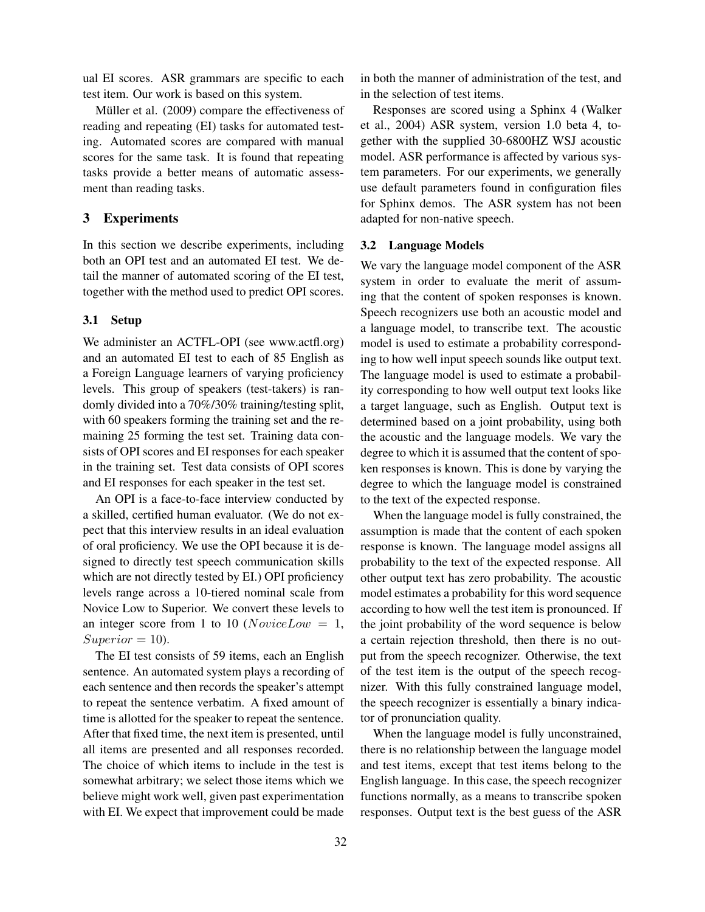ual EI scores. ASR grammars are specific to each test item. Our work is based on this system.

Müller et al. (2009) compare the effectiveness of reading and repeating (EI) tasks for automated testing. Automated scores are compared with manual scores for the same task. It is found that repeating tasks provide a better means of automatic assessment than reading tasks.

## 3 Experiments

In this section we describe experiments, including both an OPI test and an automated EI test. We detail the manner of automated scoring of the EI test, together with the method used to predict OPI scores.

### 3.1 Setup

We administer an ACTFL-OPI (see www.actfl.org) and an automated EI test to each of 85 English as a Foreign Language learners of varying proficiency levels. This group of speakers (test-takers) is randomly divided into a 70%/30% training/testing split, with 60 speakers forming the training set and the remaining 25 forming the test set. Training data consists of OPI scores and EI responses for each speaker in the training set. Test data consists of OPI scores and EI responses for each speaker in the test set.

An OPI is a face-to-face interview conducted by a skilled, certified human evaluator. (We do not expect that this interview results in an ideal evaluation of oral proficiency. We use the OPI because it is designed to directly test speech communication skills which are not directly tested by EI.) OPI proficiency levels range across a 10-tiered nominal scale from Novice Low to Superior. We convert these levels to an integer score from 1 to 10 ($NoviceLow = 1$, $Superior = 10$).

The EI test consists of 59 items, each an English sentence. An automated system plays a recording of each sentence and then records the speaker's attempt to repeat the sentence verbatim. A fixed amount of time is allotted for the speaker to repeat the sentence. After that fixed time, the next item is presented, until all items are presented and all responses recorded. The choice of which items to include in the test is somewhat arbitrary; we select those items which we believe might work well, given past experimentation with EI. We expect that improvement could be made in both the manner of administration of the test, and in the selection of test items.

Responses are scored using a Sphinx 4 (Walker et al., 2004) ASR system, version 1.0 beta 4, together with the supplied 30-6800HZ WSJ acoustic model. ASR performance is affected by various system parameters. For our experiments, we generally use default parameters found in configuration files for Sphinx demos. The ASR system has not been adapted for non-native speech.

### 3.2 Language Models

We vary the language model component of the ASR system in order to evaluate the merit of assuming that the content of spoken responses is known. Speech recognizers use both an acoustic model and a language model, to transcribe text. The acoustic model is used to estimate a probability corresponding to how well input speech sounds like output text. The language model is used to estimate a probability corresponding to how well output text looks like a target language, such as English. Output text is determined based on a joint probability, using both the acoustic and the language models. We vary the degree to which it is assumed that the content of spoken responses is known. This is done by varying the degree to which the language model is constrained to the text of the expected response.

When the language model is fully constrained, the assumption is made that the content of each spoken response is known. The language model assigns all probability to the text of the expected response. All other output text has zero probability. The acoustic model estimates a probability for this word sequence according to how well the test item is pronounced. If the joint probability of the word sequence is below a certain rejection threshold, then there is no output from the speech recognizer. Otherwise, the text of the test item is the output of the speech recognizer. With this fully constrained language model, the speech recognizer is essentially a binary indicator of pronunciation quality.

When the language model is fully unconstrained, there is no relationship between the language model and test items, except that test items belong to the English language. In this case, the speech recognizer functions normally, as a means to transcribe spoken responses. Output text is the best guess of the ASR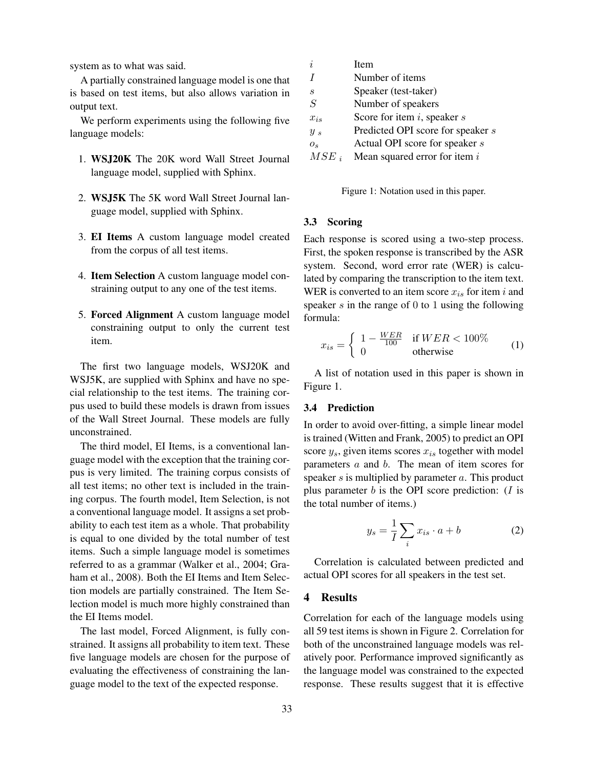system as to what was said.

A partially constrained language model is one that is based on test items, but also allows variation in output text.

We perform experiments using the following five language models:

1. **WSJ20K** The 20K word Wall Street Journal language model, supplied with Sphinx.
2. **WSJ5K** The 5K word Wall Street Journal language model, supplied with Sphinx.
3. **EI Items** A custom language model created from the corpus of all test items.
4. **Item Selection** A custom language model constraining output to any one of the test items.
5. **Forced Alignment** A custom language model constraining output to only the current test item.

The first two language models, WSJ20K and WSJ5K, are supplied with Sphinx and have no special relationship to the test items. The training corpus used to build these models is drawn from issues of the Wall Street Journal. These models are fully unconstrained.

The third model, EI Items, is a conventional language model with the exception that the training corpus is very limited. The training corpus consists of all test items; no other text is included in the training corpus. The fourth model, Item Selection, is not a conventional language model. It assigns a set probability to each test item as a whole. That probability is equal to one divided by the total number of test items. Such a simple language model is sometimes referred to as a grammar (Walker et al., 2004; Graham et al., 2008). Both the EI Items and Item Selection models are partially constrained. The Item Selection model is much more highly constrained than the EI Items model.

The last model, Forced Alignment, is fully constrained. It assigns all probability to item text. These five language models are chosen for the purpose of evaluating the effectiveness of constraining the language model to the text of the expected response.

| | |
|---|---|
| $i$ | Item |
| $I$ | Number of items |
| $s$ | Speaker (test-taker) |
| $S$ | Number of speakers |
| $x_{is}$ | Score for item $i$, speaker $s$ |
| $y_s$ | Predicted OPI score for speaker $s$ |
| $o_s$ | Actual OPI score for speaker $s$ |
| $MSE_i$ | Mean squared error for item $i$ |

Figure 1: Notation used in this paper.

### 3.3 Scoring

Each response is scored using a two-step process. First, the spoken response is transcribed by the ASR system. Second, word error rate (WER) is calculated by comparing the transcription to the item text. WER is converted to an item score $x_{is}$ for item $i$ and speaker $s$ in the range of 0 to 1 using the following formula:

$$x_{is} = \begin{cases} 1 - \frac{WER}{100} & \text{if } WER < 100\% \\ 0 & \text{otherwise} \end{cases} \quad (1)$$

A list of notation used in this paper is shown in Figure 1.

### 3.4 Prediction

In order to avoid over-fitting, a simple linear model is trained (Witten and Frank, 2005) to predict an OPI score $y_s$, given items scores $x_{is}$ together with model parameters $a$ and $b$. The mean of item scores for speaker $s$ is multiplied by parameter $a$. This product plus parameter $b$ is the OPI score prediction: ($I$ is the total number of items.)

$$y_s = \frac{1}{I} \sum_i x_{is} \cdot a + b \quad (2)$$

Correlation is calculated between predicted and actual OPI scores for all speakers in the test set.

## 4 Results

Correlation for each of the language models using all 59 test items is shown in Figure 2. Correlation for both of the unconstrained language models was relatively poor. Performance improved significantly as the language model was constrained to the expected response. These results suggest that it is effective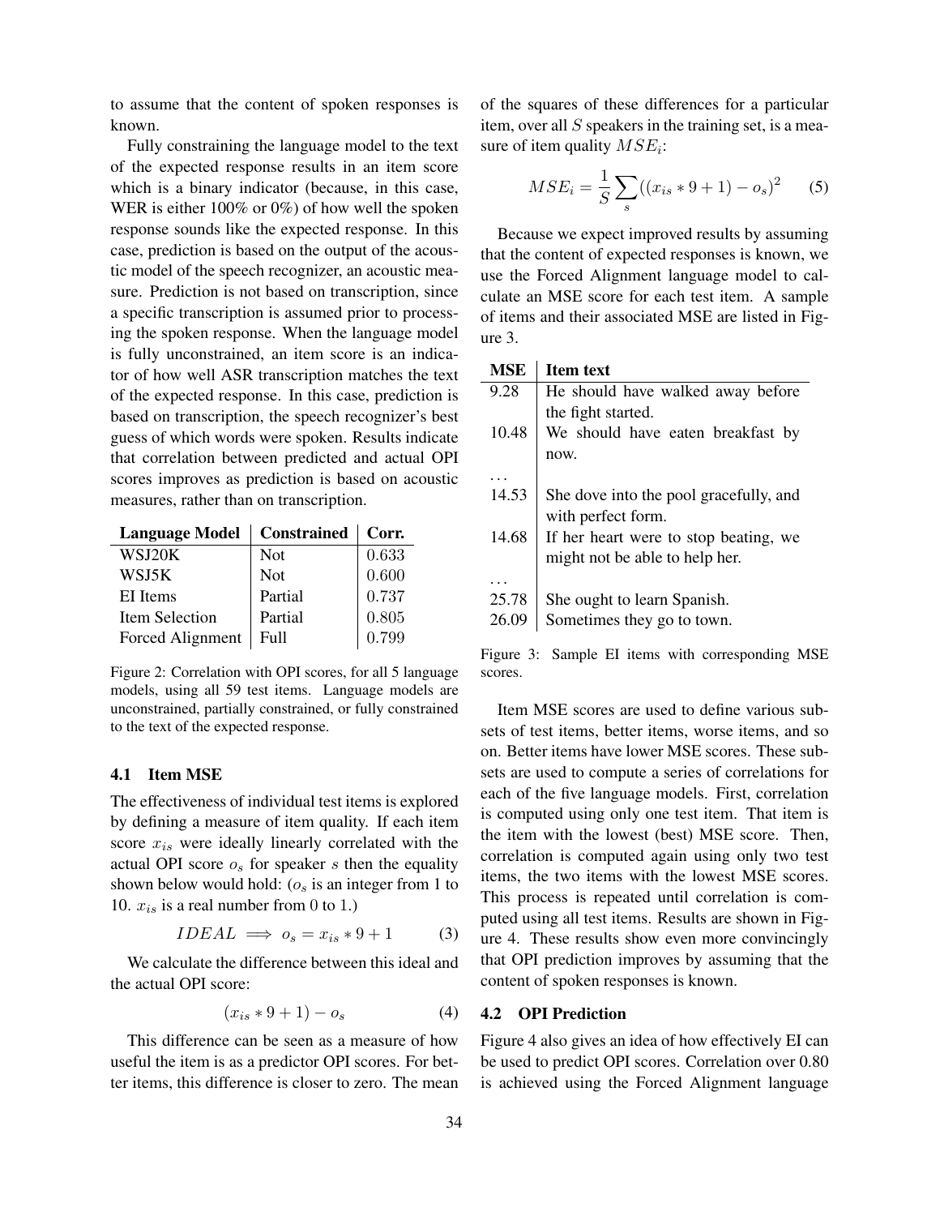to assume that the content of spoken responses is known.

Fully constraining the language model to the text of the expected response results in an item score which is a binary indicator (because, in this case, WER is either 100% or 0%) of how well the spoken response sounds like the expected response. In this case, prediction is based on the output of the acoustic model of the speech recognizer, an acoustic measure. Prediction is not based on transcription, since a specific transcription is assumed prior to processing the spoken response. When the language model is fully unconstrained, an item score is an indicator of how well ASR transcription matches the text of the expected response. In this case, prediction is based on transcription, the speech recognizer's best guess of which words were spoken. Results indicate that correlation between predicted and actual OPI scores improves as prediction is based on acoustic measures, rather than on transcription.

| Language Model | Constrained | Corr. |
|---|---|---|
| WSJ20K | Not | 0.633 |
| WSJ5K | Not | 0.600 |
| EI Items | Partial | 0.737 |
| Item Selection | Partial | 0.805 |
| Forced Alignment | Full | 0.799 |

Figure 2: Correlation with OPI scores, for all 5 language models, using all 59 test items. Language models are unconstrained, partially constrained, or fully constrained to the text of the expected response.

### 4.1 Item MSE

The effectiveness of individual test items is explored by defining a measure of item quality. If each item score $x_{is}$ were ideally linearly correlated with the actual OPI score $o_s$ for speaker $s$ then the equality shown below would hold: ($o_s$ is an integer from 1 to 10. $x_{is}$ is a real number from 0 to 1.)

$$IDEAL \implies o_s = x_{is} * 9 + 1 \tag{3}$$

We calculate the difference between this ideal and the actual OPI score:

$$(x_{is} * 9 + 1) - o_s \tag{4}$$

This difference can be seen as a measure of how useful the item is as a predictor OPI scores. For better items, this difference is closer to zero. The mean of the squares of these differences for a particular item, over all $S$ speakers in the training set, is a measure of item quality $MSE_i$:

$$MSE_i = \frac{1}{S} \sum_s ((x_{is} * 9 + 1) - o_s)^2 \tag{5}$$

Because we expect improved results by assuming that the content of expected responses is known, we use the Forced Alignment language model to calculate an MSE score for each test item. A sample of items and their associated MSE are listed in Figure 3.

| MSE | Item text |
|---|---|
| 9.28 | He should have walked away before the fight started. |
| 10.48 | We should have eaten breakfast by now. |
| ... | |
| 14.53 | She dove into the pool gracefully, and with perfect form. |
| 14.68 | If her heart were to stop beating, we might not be able to help her. |
| ... | |
| 25.78 | She ought to learn Spanish. |
| 26.09 | Sometimes they go to town. |

Figure 3: Sample EI items with corresponding MSE scores.

Item MSE scores are used to define various subsets of test items, better items, worse items, and so on. Better items have lower MSE scores. These subsets are used to compute a series of correlations for each of the five language models. First, correlation is computed using only one test item. That item is the item with the lowest (best) MSE score. Then, correlation is computed again using only two test items, the two items with the lowest MSE scores. This process is repeated until correlation is computed using all test items. Results are shown in Figure 4. These results show even more convincingly that OPI prediction improves by assuming that the content of spoken responses is known.

### 4.2 OPI Prediction

Figure 4 also gives an idea of how effectively EI can be used to predict OPI scores. Correlation over 0.80 is achieved using the Forced Alignment language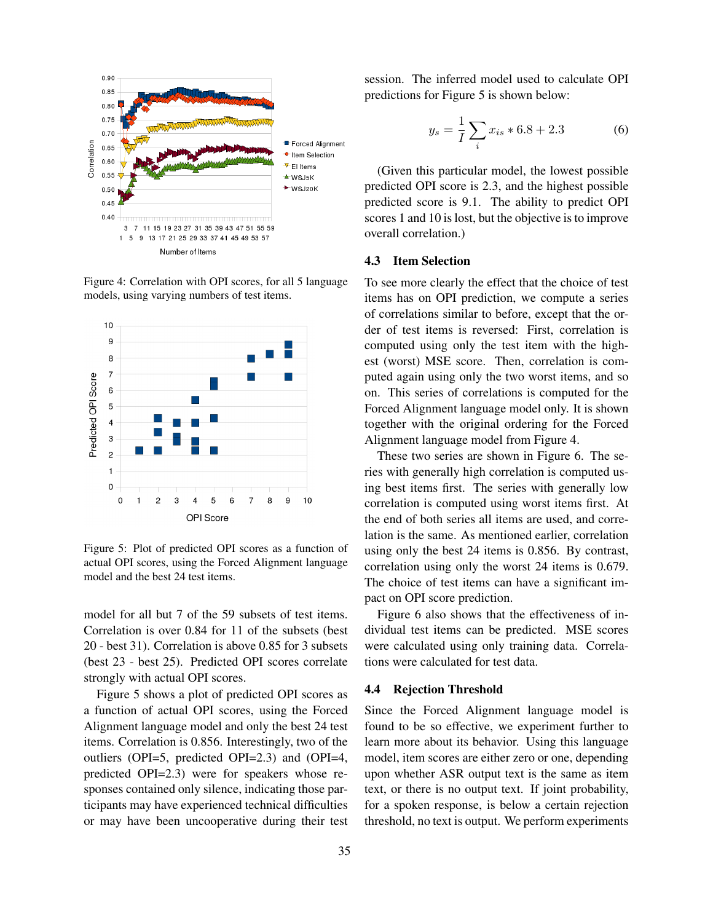Figure 4: Correlation with OPI scores, for all 5 language models, using varying numbers of test items.

Figure 5: Plot of predicted OPI scores as a function of actual OPI scores, using the Forced Alignment language model and the best 24 test items.

model for all but 7 of the 59 subsets of test items. Correlation is over 0.84 for 11 of the subsets (best 20 - best 31). Correlation is above 0.85 for 3 subsets (best 23 - best 25). Predicted OPI scores correlate strongly with actual OPI scores.

Figure 5 shows a plot of predicted OPI scores as a function of actual OPI scores, using the Forced Alignment language model and only the best 24 test items. Correlation is 0.856. Interestingly, two of the outliers (OPI=5, predicted OPI=2.3) and (OPI=4, predicted OPI=2.3) were for speakers whose responses contained only silence, indicating those participants may have experienced technical difficulties or may have been uncooperative during their test session. The inferred model used to calculate OPI predictions for Figure 5 is shown below:

$$y_s = \frac{1}{I} \sum_i x_{is} * 6.8 + 2.3 \qquad (6)$$

(Given this particular model, the lowest possible predicted OPI score is 2.3, and the highest possible predicted score is 9.1. The ability to predict OPI scores 1 and 10 is lost, but the objective is to improve overall correlation.)

### 4.3 Item Selection

To see more clearly the effect that the choice of test items has on OPI prediction, we compute a series of correlations similar to before, except that the order of test items is reversed: First, correlation is computed using only the test item with the highest (worst) MSE score. Then, correlation is computed again using only the two worst items, and so on. This series of correlations is computed for the Forced Alignment language model only. It is shown together with the original ordering for the Forced Alignment language model from Figure 4.

These two series are shown in Figure 6. The series with generally high correlation is computed using best items first. The series with generally low correlation is computed using worst items first. At the end of both series all items are used, and correlation is the same. As mentioned earlier, correlation using only the best 24 items is 0.856. By contrast, correlation using only the worst 24 items is 0.679. The choice of test items can have a significant impact on OPI score prediction.

Figure 6 also shows that the effectiveness of individual test items can be predicted. MSE scores were calculated using only training data. Correlations were calculated for test data.

### 4.4 Rejection Threshold

Since the Forced Alignment language model is found to be so effective, we experiment further to learn more about its behavior. Using this language model, item scores are either zero or one, depending upon whether ASR output text is the same as item text, or there is no output text. If joint probability, for a spoken response, is below a certain rejection threshold, no text is output. We perform experiments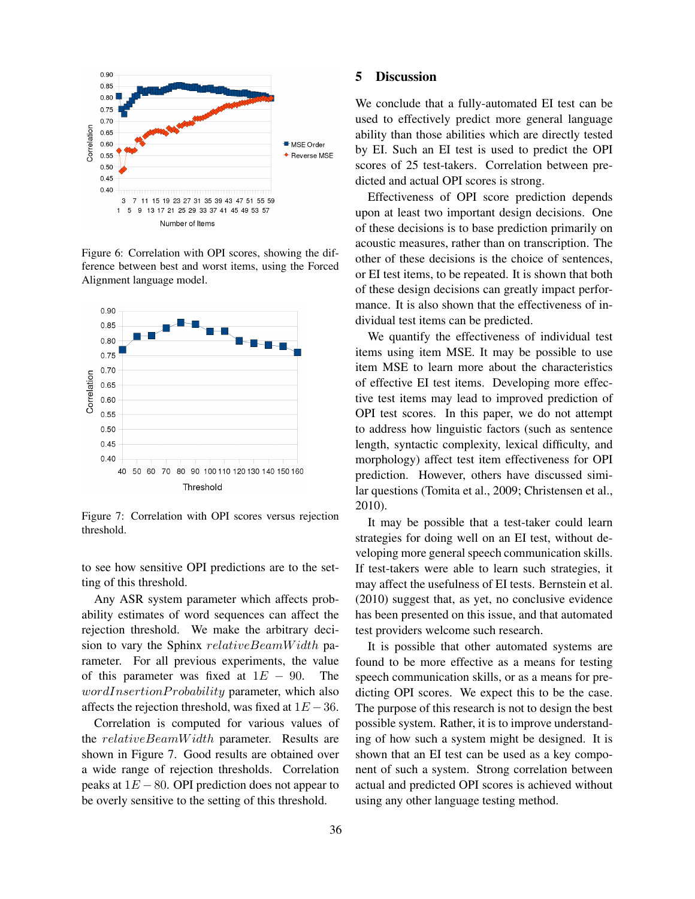Figure 6: Correlation with OPI scores, showing the difference between best and worst items, using the Forced Alignment language model.

Figure 7: Correlation with OPI scores versus rejection threshold.

to see how sensitive OPI predictions are to the setting of this threshold.

Any ASR system parameter which affects probability estimates of word sequences can affect the rejection threshold. We make the arbitrary decision to vary the Sphinx $relativeBeamWidth$ parameter. For all previous experiments, the value of this parameter was fixed at $1E-90$. The $wordInsertionProbability$ parameter, which also affects the rejection threshold, was fixed at $1E-36$.

Correlation is computed for various values of the $relativeBeamWidth$ parameter. Results are shown in Figure 7. Good results are obtained over a wide range of rejection thresholds. Correlation peaks at $1E-80$. OPI prediction does not appear to be overly sensitive to the setting of this threshold.

## 5 Discussion

We conclude that a fully-automated EI test can be used to effectively predict more general language ability than those abilities which are directly tested by EI. Such an EI test is used to predict the OPI scores of 25 test-takers. Correlation between predicted and actual OPI scores is strong.

Effectiveness of OPI score prediction depends upon at least two important design decisions. One of these decisions is to base prediction primarily on acoustic measures, rather than on transcription. The other of these decisions is the choice of sentences, or EI test items, to be repeated. It is shown that both of these design decisions can greatly impact performance. It is also shown that the effectiveness of individual test items can be predicted.

We quantify the effectiveness of individual test items using item MSE. It may be possible to use item MSE to learn more about the characteristics of effective EI test items. Developing more effective test items may lead to improved prediction of OPI test scores. In this paper, we do not attempt to address how linguistic factors (such as sentence length, syntactic complexity, lexical difficulty, and morphology) affect test item effectiveness for OPI prediction. However, others have discussed similar questions (Tomita et al., 2009; Christensen et al., 2010).

It may be possible that a test-taker could learn strategies for doing well on an EI test, without developing more general speech communication skills. If test-takers were able to learn such strategies, it may affect the usefulness of EI tests. Bernstein et al. (2010) suggest that, as yet, no conclusive evidence has been presented on this issue, and that automated test providers welcome such research.

It is possible that other automated systems are found to be more effective as a means for testing speech communication skills, or as a means for predicting OPI scores. We expect this to be the case. The purpose of this research is not to design the best possible system. Rather, it is to improve understanding of how such a system might be designed. It is shown that an EI test can be used as a key component of such a system. Strong correlation between actual and predicted OPI scores is achieved without using any other language testing method.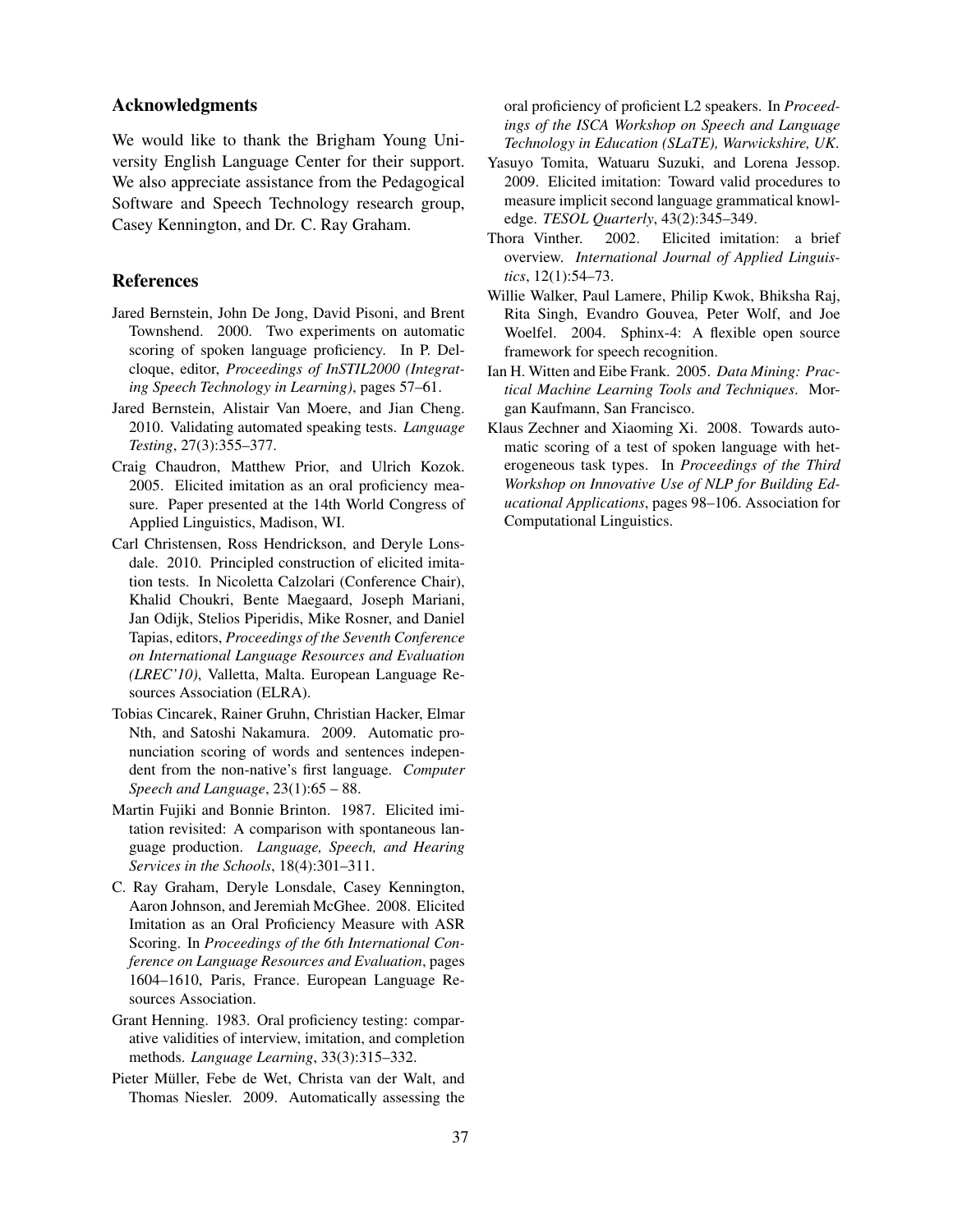## Acknowledgments

We would like to thank the Brigham Young University English Language Center for their support. We also appreciate assistance from the Pedagogical Software and Speech Technology research group, Casey Kennington, and Dr. C. Ray Graham.

## References

Jared Bernstein, John De Jong, David Pisoni, and Brent Townshend. 2000. Two experiments on automatic scoring of spoken language proficiency. In P. Delcloque, editor, *Proceedings of InSTIL2000 (Integrating Speech Technology in Learning)*, pages 57–61.

Jared Bernstein, Alistair Van Moere, and Jian Cheng. 2010. Validating automated speaking tests. *Language Testing*, 27(3):355–377.

Craig Chaudron, Matthew Prior, and Ulrich Kozok. 2005. Elicited imitation as an oral proficiency measure. Paper presented at the 14th World Congress of Applied Linguistics, Madison, WI.

Carl Christensen, Ross Hendrickson, and Deryle Lonsdale. 2010. Principled construction of elicited imitation tests. In Nicoletta Calzolari (Conference Chair), Khalid Choukri, Bente Maegaard, Joseph Mariani, Jan Odijk, Stelios Piperidis, Mike Rosner, and Daniel Tapias, editors, *Proceedings of the Seventh Conference on International Language Resources and Evaluation (LREC'10)*, Valletta, Malta. European Language Resources Association (ELRA).

Tobias Cincarek, Rainer Gruhn, Christian Hacker, Elmar Nth, and Satoshi Nakamura. 2009. Automatic pronunciation scoring of words and sentences independent from the non-native's first language. *Computer Speech and Language*, 23(1):65 – 88.

Martin Fujiki and Bonnie Brinton. 1987. Elicited imitation revisited: A comparison with spontaneous language production. *Language, Speech, and Hearing Services in the Schools*, 18(4):301–311.

C. Ray Graham, Deryle Lonsdale, Casey Kennington, Aaron Johnson, and Jeremiah McGhee. 2008. Elicited Imitation as an Oral Proficiency Measure with ASR Scoring. In *Proceedings of the 6th International Conference on Language Resources and Evaluation*, pages 1604–1610, Paris, France. European Language Resources Association.

Grant Henning. 1983. Oral proficiency testing: comparative validities of interview, imitation, and completion methods. *Language Learning*, 33(3):315–332.

Pieter Müller, Febe de Wet, Christa van der Walt, and Thomas Niesler. 2009. Automatically assessing the oral proficiency of proficient L2 speakers. In *Proceedings of the ISCA Workshop on Speech and Language Technology in Education (SLaTE), Warwickshire, UK*.

Yasuyo Tomita, Watuaru Suzuki, and Lorena Jessop. 2009. Elicited imitation: Toward valid procedures to measure implicit second language grammatical knowledge. *TESOL Quarterly*, 43(2):345–349.

Thora Vinther. 2002. Elicited imitation: a brief overview. *International Journal of Applied Linguistics*, 12(1):54–73.

Willie Walker, Paul Lamere, Philip Kwok, Bhiksha Raj, Rita Singh, Evandro Gouvea, Peter Wolf, and Joe Woelfel. 2004. Sphinx-4: A flexible open source framework for speech recognition.

Ian H. Witten and Eibe Frank. 2005. *Data Mining: Practical Machine Learning Tools and Techniques*. Morgan Kaufmann, San Francisco.

Klaus Zechner and Xiaoming Xi. 2008. Towards automatic scoring of a test of spoken language with heterogeneous task types. In *Proceedings of the Third Workshop on Innovative Use of NLP for Building Educational Applications*, pages 98–106. Association for Computational Linguistics.